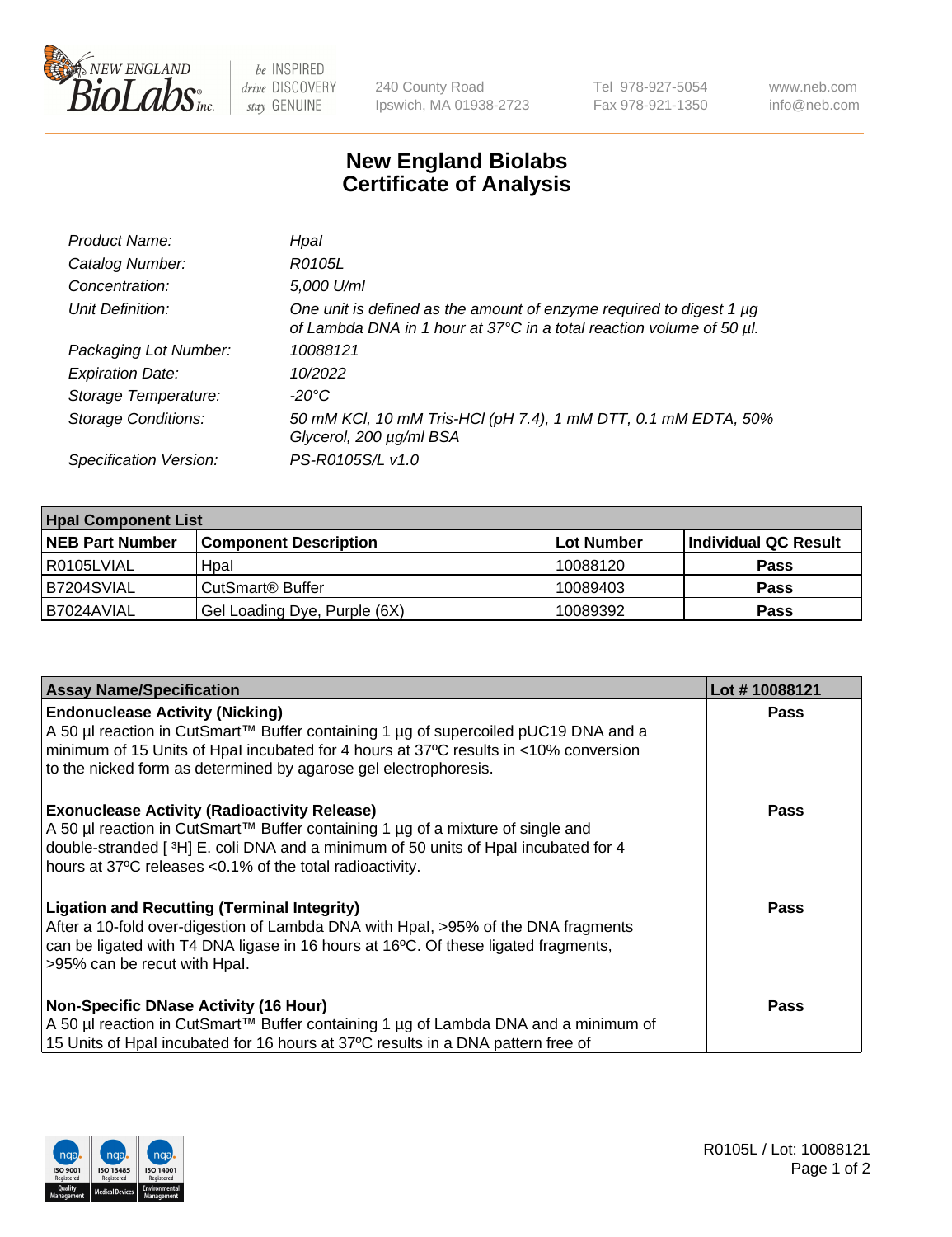# New England Biolabs Certificate of Analysis

| | |
|---|---|
| *Product Name:* | *HpaI* |
| *Catalog Number:* | *R0105L* |
| *Concentration:* | *5,000 U/ml* |
| *Unit Definition:* | *One unit is defined as the amount of enzyme required to digest 1 µg of Lambda DNA in 1 hour at 37°C in a total reaction volume of 50 µl.* |
| *Packaging Lot Number:* | *10088121* |
| *Expiration Date:* | *10/2022* |
| *Storage Temperature:* | *-20°C* |
| *Storage Conditions:* | *50 mM KCl, 10 mM Tris-HCl (pH 7.4), 1 mM DTT, 0.1 mM EDTA, 50% Glycerol, 200 µg/ml BSA* |
| *Specification Version:* | *PS-R0105S/L v1.0* |

| HpaI Component List | | | |
|---|---|---|---|
| **NEB Part Number** | **Component Description** | **Lot Number** | **Individual QC Result** |
| R0105LVIAL | HpaI | 10088120 | **Pass** |
| B7204SVIAL | CutSmart® Buffer | 10089403 | **Pass** |
| B7024AVIAL | Gel Loading Dye, Purple (6X) | 10089392 | **Pass** |

| Assay Name/Specification | Lot # 10088121 |
|---|---|
| **Endonuclease Activity (Nicking)** A 50 µl reaction in CutSmart™ Buffer containing 1 µg of supercoiled pUC19 DNA and a minimum of 15 Units of HpaI incubated for 4 hours at 37ºC results in <10% conversion to the nicked form as determined by agarose gel electrophoresis. | **Pass** |
| **Exonuclease Activity (Radioactivity Release)** A 50 µl reaction in CutSmart™ Buffer containing 1 µg of a mixture of single and double-stranded [ $^{3}$H] E. coli DNA and a minimum of 50 units of HpaI incubated for 4 hours at 37ºC releases <0.1% of the total radioactivity. | **Pass** |
| **Ligation and Recutting (Terminal Integrity)** After a 10-fold over-digestion of Lambda DNA with HpaI, >95% of the DNA fragments can be ligated with T4 DNA ligase in 16 hours at 16ºC. Of these ligated fragments, >95% can be recut with HpaI. | **Pass** |
| **Non-Specific DNase Activity (16 Hour)** A 50 µl reaction in CutSmart™ Buffer containing 1 µg of Lambda DNA and a minimum of 15 Units of HpaI incubated for 16 hours at 37ºC results in a DNA pattern free of | **Pass** |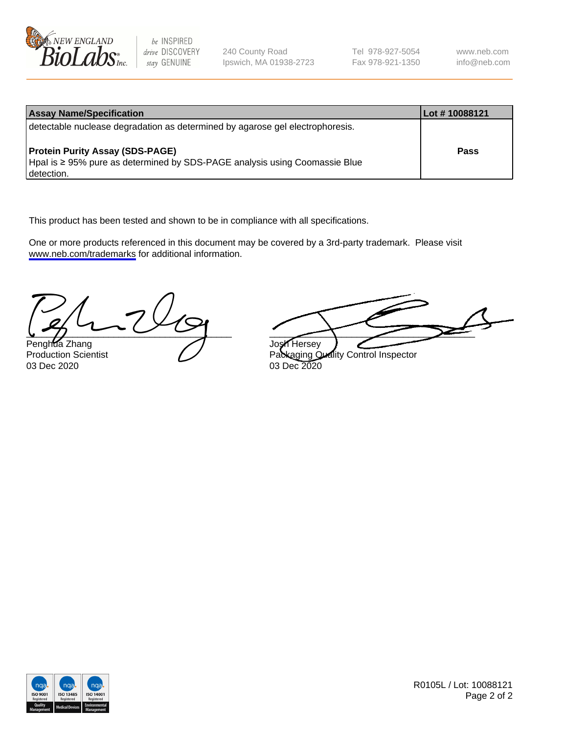| Assay Name/Specification | Lot # 10088121 |
|---|---|
| detectable nuclease degradation as determined by agarose gel electrophoresis. | |
| **Protein Purity Assay (SDS-PAGE)**<br>HpaI is ≥ 95% pure as determined by SDS-PAGE analysis using Coomassie Blue detection. | **Pass** |

This product has been tested and shown to be in compliance with all specifications.

One or more products referenced in this document may be covered by a 3rd-party trademark. Please visit www.neb.com/trademarks for additional information.

Penghua Zhang
Production Scientist
03 Dec 2020

Josh Hersey
Packaging Quality Control Inspector
03 Dec 2020

R0105L / Lot: 10088121